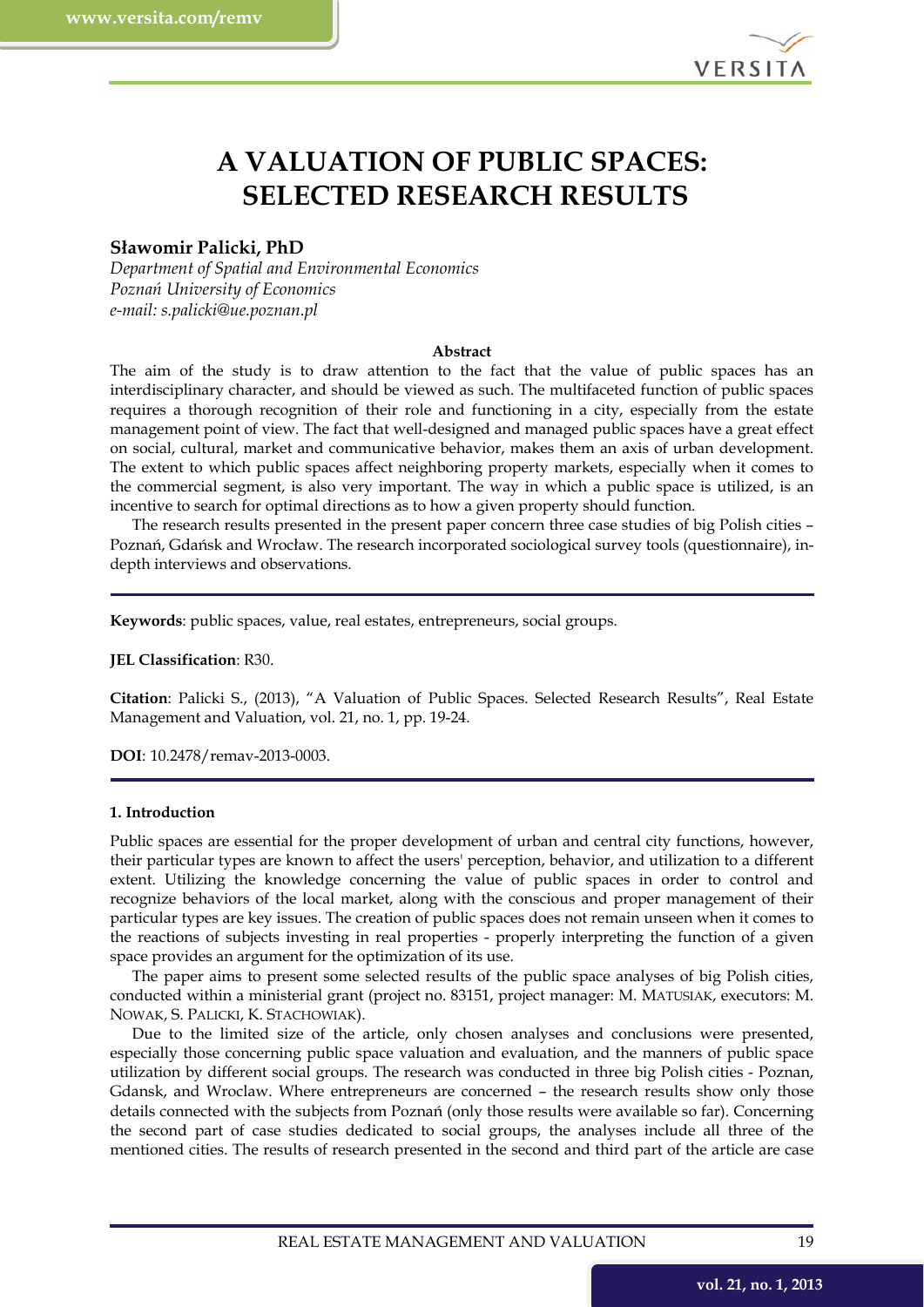# A VALUATION OF PUBLIC SPACES: SELECTED RESEARCH RESULTS

**Sławomir Palicki, PhD**

*Department of Spatial and Environmental Economics*
*Poznań University of Economics*
*e-mail: s.palicki@ue.poznan.pl*

**Abstract**

The aim of the study is to draw attention to the fact that the value of public spaces has an interdisciplinary character, and should be viewed as such. The multifaceted function of public spaces requires a thorough recognition of their role and functioning in a city, especially from the estate management point of view. The fact that well-designed and managed public spaces have a great effect on social, cultural, market and communicative behavior, makes them an axis of urban development. The extent to which public spaces affect neighboring property markets, especially when it comes to the commercial segment, is also very important. The way in which a public space is utilized, is an incentive to search for optimal directions as to how a given property should function.

The research results presented in the present paper concern three case studies of big Polish cities – Poznań, Gdańsk and Wrocław. The research incorporated sociological survey tools (questionnaire), in-depth interviews and observations.

**Keywords**: public spaces, value, real estates, entrepreneurs, social groups.

**JEL Classification**: R30.

**Citation**: Palicki S., (2013), "A Valuation of Public Spaces. Selected Research Results", Real Estate Management and Valuation, vol. 21, no. 1, pp. 19-24.

**DOI**: 10.2478/remav-2013-0003.

#### 1. Introduction

Public spaces are essential for the proper development of urban and central city functions, however, their particular types are known to affect the users' perception, behavior, and utilization to a different extent. Utilizing the knowledge concerning the value of public spaces in order to control and recognize behaviors of the local market, along with the conscious and proper management of their particular types are key issues. The creation of public spaces does not remain unseen when it comes to the reactions of subjects investing in real properties - properly interpreting the function of a given space provides an argument for the optimization of its use.

The paper aims to present some selected results of the public space analyses of big Polish cities, conducted within a ministerial grant (project no. 83151, project manager: M. MATUSIAK, executors: M. NOWAK, S. PALICKI, K. STACHOWIAK).

Due to the limited size of the article, only chosen analyses and conclusions were presented, especially those concerning public space valuation and evaluation, and the manners of public space utilization by different social groups. The research was conducted in three big Polish cities - Poznan, Gdansk, and Wroclaw. Where entrepreneurs are concerned – the research results show only those details connected with the subjects from Poznań (only those results were available so far). Concerning the second part of case studies dedicated to social groups, the analyses include all three of the mentioned cities. The results of research presented in the second and third part of the article are case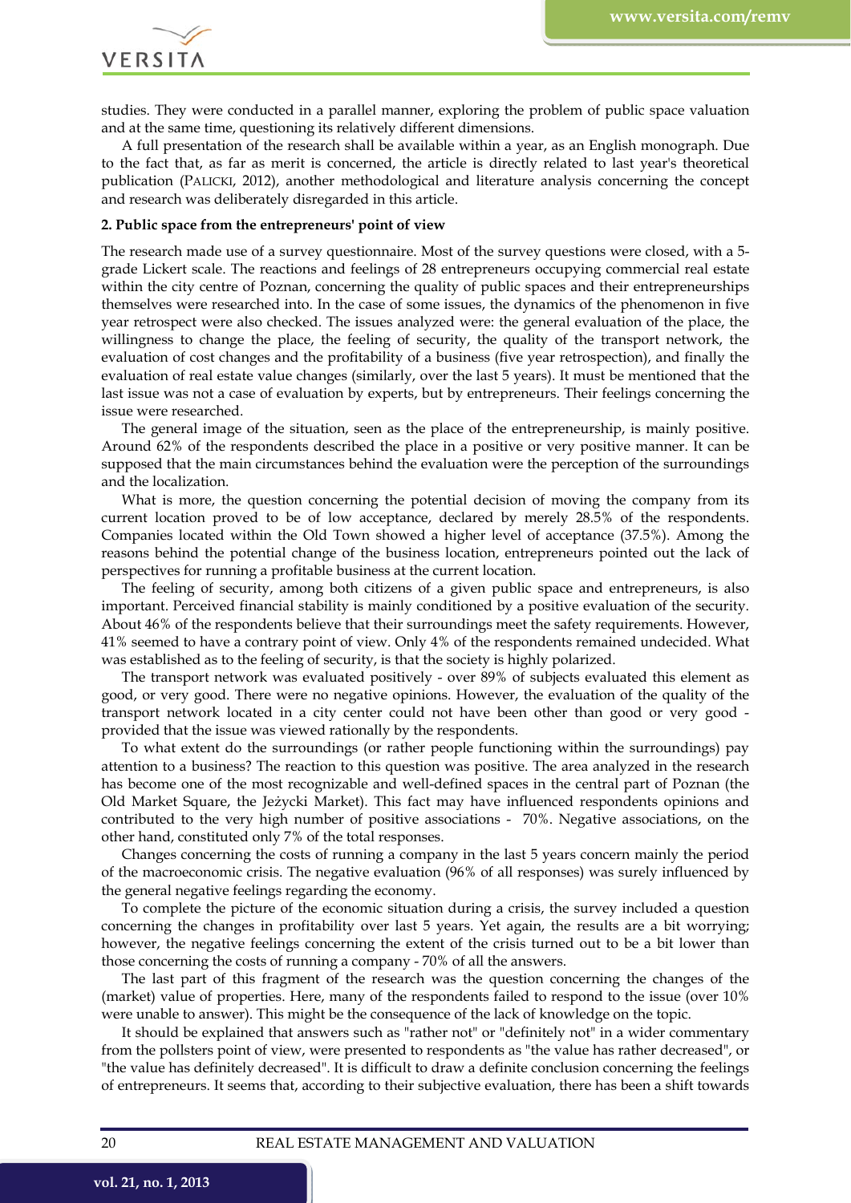studies. They were conducted in a parallel manner, exploring the problem of public space valuation and at the same time, questioning its relatively different dimensions.

A full presentation of the research shall be available within a year, as an English monograph. Due to the fact that, as far as merit is concerned, the article is directly related to last year's theoretical publication (PALICKI, 2012), another methodological and literature analysis concerning the concept and research was deliberately disregarded in this article.

**2. Public space from the entrepreneurs' point of view**

The research made use of a survey questionnaire. Most of the survey questions were closed, with a 5-grade Lickert scale. The reactions and feelings of 28 entrepreneurs occupying commercial real estate within the city centre of Poznan, concerning the quality of public spaces and their entrepreneurships themselves were researched into. In the case of some issues, the dynamics of the phenomenon in five year retrospect were also checked. The issues analyzed were: the general evaluation of the place, the willingness to change the place, the feeling of security, the quality of the transport network, the evaluation of cost changes and the profitability of a business (five year retrospection), and finally the evaluation of real estate value changes (similarly, over the last 5 years). It must be mentioned that the last issue was not a case of evaluation by experts, but by entrepreneurs. Their feelings concerning the issue were researched.

The general image of the situation, seen as the place of the entrepreneurship, is mainly positive. Around 62% of the respondents described the place in a positive or very positive manner. It can be supposed that the main circumstances behind the evaluation were the perception of the surroundings and the localization.

What is more, the question concerning the potential decision of moving the company from its current location proved to be of low acceptance, declared by merely 28.5% of the respondents. Companies located within the Old Town showed a higher level of acceptance (37.5%). Among the reasons behind the potential change of the business location, entrepreneurs pointed out the lack of perspectives for running a profitable business at the current location.

The feeling of security, among both citizens of a given public space and entrepreneurs, is also important. Perceived financial stability is mainly conditioned by a positive evaluation of the security. About 46% of the respondents believe that their surroundings meet the safety requirements. However, 41% seemed to have a contrary point of view. Only 4% of the respondents remained undecided. What was established as to the feeling of security, is that the society is highly polarized.

The transport network was evaluated positively - over 89% of subjects evaluated this element as good, or very good. There were no negative opinions. However, the evaluation of the quality of the transport network located in a city center could not have been other than good or very good - provided that the issue was viewed rationally by the respondents.

To what extent do the surroundings (or rather people functioning within the surroundings) pay attention to a business? The reaction to this question was positive. The area analyzed in the research has become one of the most recognizable and well-defined spaces in the central part of Poznan (the Old Market Square, the Jeżycki Market). This fact may have influenced respondents opinions and contributed to the very high number of positive associations - 70%. Negative associations, on the other hand, constituted only 7% of the total responses.

Changes concerning the costs of running a company in the last 5 years concern mainly the period of the macroeconomic crisis. The negative evaluation (96% of all responses) was surely influenced by the general negative feelings regarding the economy.

To complete the picture of the economic situation during a crisis, the survey included a question concerning the changes in profitability over last 5 years. Yet again, the results are a bit worrying; however, the negative feelings concerning the extent of the crisis turned out to be a bit lower than those concerning the costs of running a company - 70% of all the answers.

The last part of this fragment of the research was the question concerning the changes of the (market) value of properties. Here, many of the respondents failed to respond to the issue (over 10% were unable to answer). This might be the consequence of the lack of knowledge on the topic.

It should be explained that answers such as "rather not" or "definitely not" in a wider commentary from the pollsters point of view, were presented to respondents as "the value has rather decreased", or "the value has definitely decreased". It is difficult to draw a definite conclusion concerning the feelings of entrepreneurs. It seems that, according to their subjective evaluation, there has been a shift towards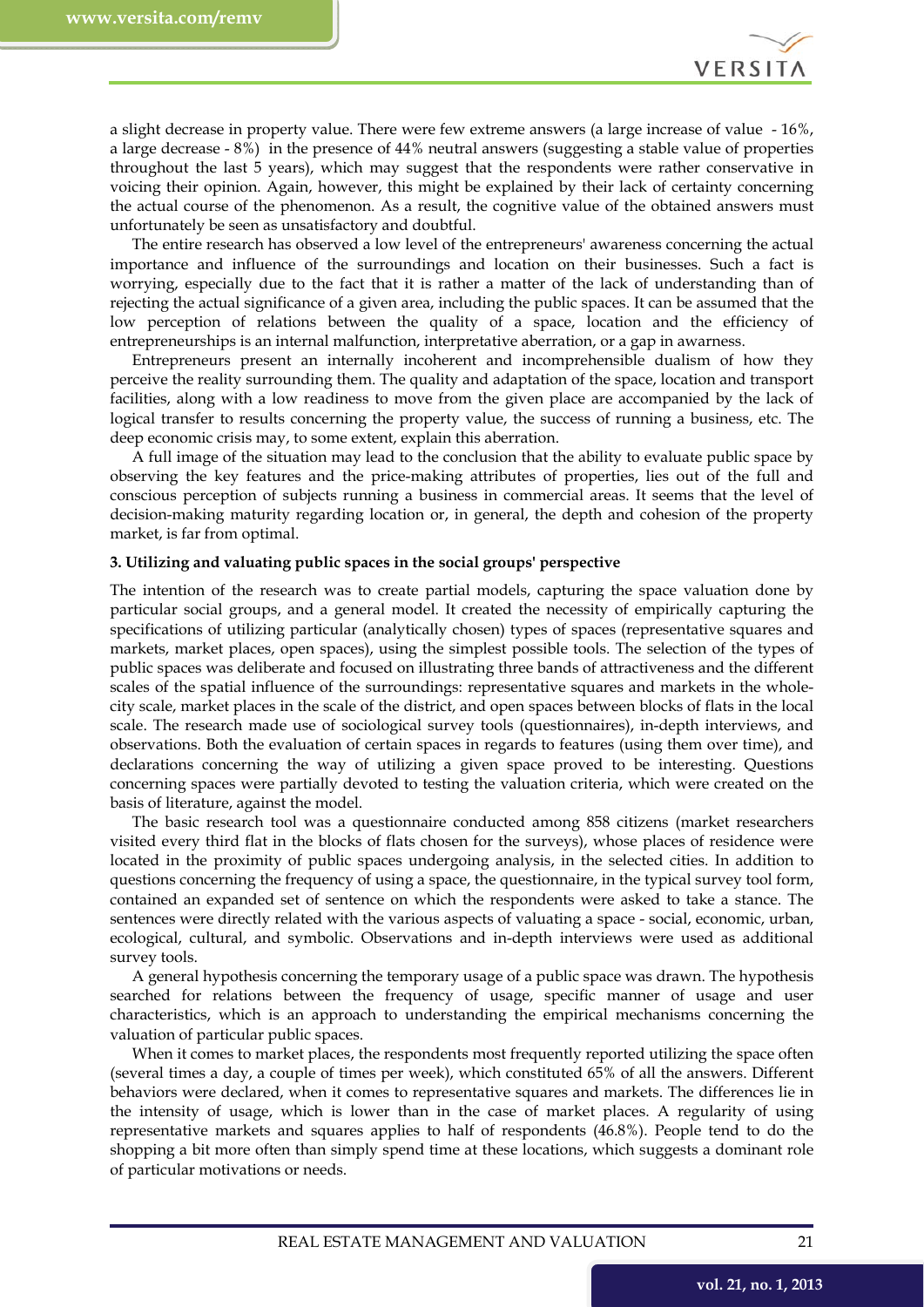a slight decrease in property value. There were few extreme answers (a large increase of value - 16%, a large decrease - 8%) in the presence of 44% neutral answers (suggesting a stable value of properties throughout the last 5 years), which may suggest that the respondents were rather conservative in voicing their opinion. Again, however, this might be explained by their lack of certainty concerning the actual course of the phenomenon. As a result, the cognitive value of the obtained answers must unfortunately be seen as unsatisfactory and doubtful.

The entire research has observed a low level of the entrepreneurs' awareness concerning the actual importance and influence of the surroundings and location on their businesses. Such a fact is worrying, especially due to the fact that it is rather a matter of the lack of understanding than of rejecting the actual significance of a given area, including the public spaces. It can be assumed that the low perception of relations between the quality of a space, location and the efficiency of entrepreneurships is an internal malfunction, interpretative aberration, or a gap in awarness.

Entrepreneurs present an internally incoherent and incomprehensible dualism of how they perceive the reality surrounding them. The quality and adaptation of the space, location and transport facilities, along with a low readiness to move from the given place are accompanied by the lack of logical transfer to results concerning the property value, the success of running a business, etc. The deep economic crisis may, to some extent, explain this aberration.

A full image of the situation may lead to the conclusion that the ability to evaluate public space by observing the key features and the price-making attributes of properties, lies out of the full and conscious perception of subjects running a business in commercial areas. It seems that the level of decision-making maturity regarding location or, in general, the depth and cohesion of the property market, is far from optimal.

### 3. Utilizing and valuating public spaces in the social groups' perspective

The intention of the research was to create partial models, capturing the space valuation done by particular social groups, and a general model. It created the necessity of empirically capturing the specifications of utilizing particular (analytically chosen) types of spaces (representative squares and markets, market places, open spaces), using the simplest possible tools. The selection of the types of public spaces was deliberate and focused on illustrating three bands of attractiveness and the different scales of the spatial influence of the surroundings: representative squares and markets in the whole-city scale, market places in the scale of the district, and open spaces between blocks of flats in the local scale. The research made use of sociological survey tools (questionnaires), in-depth interviews, and observations. Both the evaluation of certain spaces in regards to features (using them over time), and declarations concerning the way of utilizing a given space proved to be interesting. Questions concerning spaces were partially devoted to testing the valuation criteria, which were created on the basis of literature, against the model.

The basic research tool was a questionnaire conducted among 858 citizens (market researchers visited every third flat in the blocks of flats chosen for the surveys), whose places of residence were located in the proximity of public spaces undergoing analysis, in the selected cities. In addition to questions concerning the frequency of using a space, the questionnaire, in the typical survey tool form, contained an expanded set of sentence on which the respondents were asked to take a stance. The sentences were directly related with the various aspects of valuating a space - social, economic, urban, ecological, cultural, and symbolic. Observations and in-depth interviews were used as additional survey tools.

A general hypothesis concerning the temporary usage of a public space was drawn. The hypothesis searched for relations between the frequency of usage, specific manner of usage and user characteristics, which is an approach to understanding the empirical mechanisms concerning the valuation of particular public spaces.

When it comes to market places, the respondents most frequently reported utilizing the space often (several times a day, a couple of times per week), which constituted 65% of all the answers. Different behaviors were declared, when it comes to representative squares and markets. The differences lie in the intensity of usage, which is lower than in the case of market places. A regularity of using representative markets and squares applies to half of respondents (46.8%). People tend to do the shopping a bit more often than simply spend time at these locations, which suggests a dominant role of particular motivations or needs.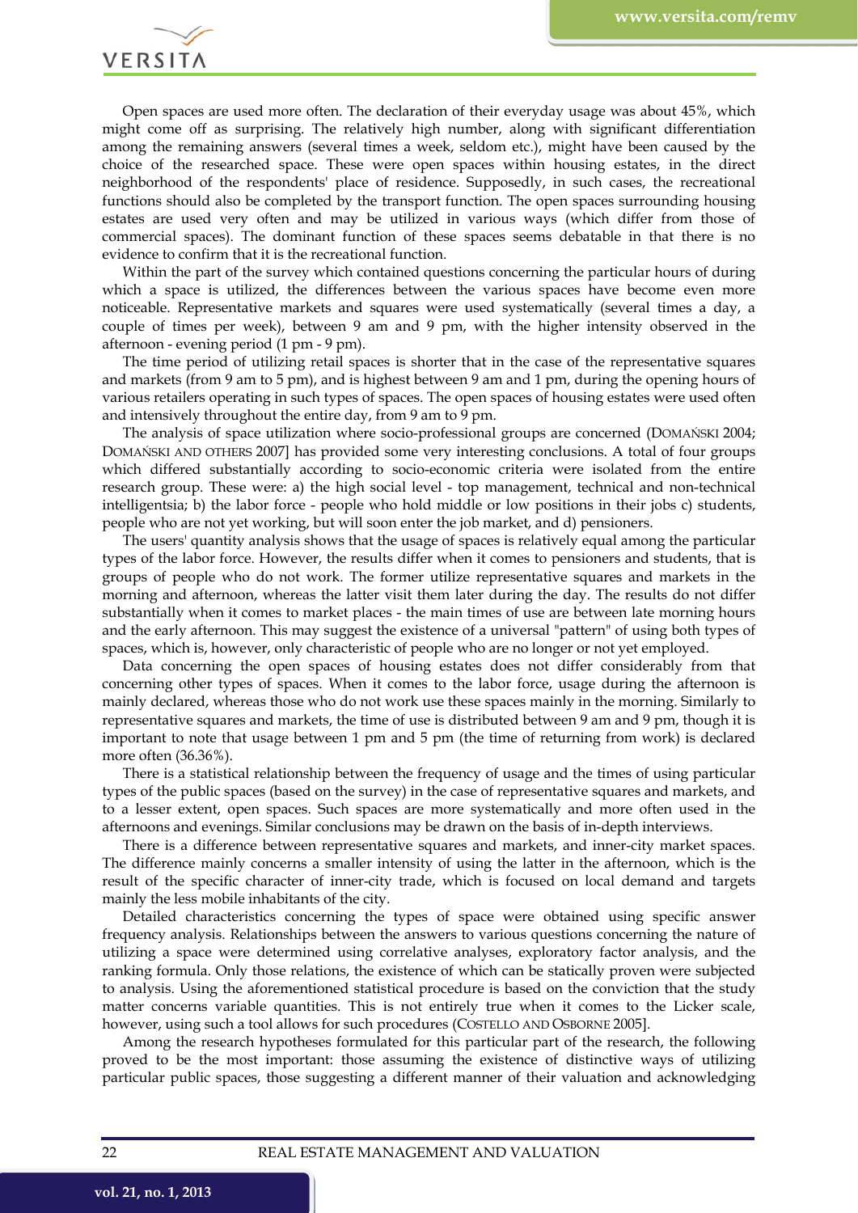Open spaces are used more often. The declaration of their everyday usage was about 45%, which might come off as surprising. The relatively high number, along with significant differentiation among the remaining answers (several times a week, seldom etc.), might have been caused by the choice of the researched space. These were open spaces within housing estates, in the direct neighborhood of the respondents' place of residence. Supposedly, in such cases, the recreational functions should also be completed by the transport function. The open spaces surrounding housing estates are used very often and may be utilized in various ways (which differ from those of commercial spaces). The dominant function of these spaces seems debatable in that there is no evidence to confirm that it is the recreational function.

Within the part of the survey which contained questions concerning the particular hours of during which a space is utilized, the differences between the various spaces have become even more noticeable. Representative markets and squares were used systematically (several times a day, a couple of times per week), between 9 am and 9 pm, with the higher intensity observed in the afternoon - evening period (1 pm - 9 pm).

The time period of utilizing retail spaces is shorter that in the case of the representative squares and markets (from 9 am to 5 pm), and is highest between 9 am and 1 pm, during the opening hours of various retailers operating in such types of spaces. The open spaces of housing estates were used often and intensively throughout the entire day, from 9 am to 9 pm.

The analysis of space utilization where socio-professional groups are concerned (DOMAŃSKI 2004; DOMAŃSKI AND OTHERS 2007] has provided some very interesting conclusions. A total of four groups which differed substantially according to socio-economic criteria were isolated from the entire research group. These were: a) the high social level - top management, technical and non-technical intelligentsia; b) the labor force - people who hold middle or low positions in their jobs c) students, people who are not yet working, but will soon enter the job market, and d) pensioners.

The users' quantity analysis shows that the usage of spaces is relatively equal among the particular types of the labor force. However, the results differ when it comes to pensioners and students, that is groups of people who do not work. The former utilize representative squares and markets in the morning and afternoon, whereas the latter visit them later during the day. The results do not differ substantially when it comes to market places - the main times of use are between late morning hours and the early afternoon. This may suggest the existence of a universal "pattern" of using both types of spaces, which is, however, only characteristic of people who are no longer or not yet employed.

Data concerning the open spaces of housing estates does not differ considerably from that concerning other types of spaces. When it comes to the labor force, usage during the afternoon is mainly declared, whereas those who do not work use these spaces mainly in the morning. Similarly to representative squares and markets, the time of use is distributed between 9 am and 9 pm, though it is important to note that usage between 1 pm and 5 pm (the time of returning from work) is declared more often (36.36%).

There is a statistical relationship between the frequency of usage and the times of using particular types of the public spaces (based on the survey) in the case of representative squares and markets, and to a lesser extent, open spaces. Such spaces are more systematically and more often used in the afternoons and evenings. Similar conclusions may be drawn on the basis of in-depth interviews.

There is a difference between representative squares and markets, and inner-city market spaces. The difference mainly concerns a smaller intensity of using the latter in the afternoon, which is the result of the specific character of inner-city trade, which is focused on local demand and targets mainly the less mobile inhabitants of the city.

Detailed characteristics concerning the types of space were obtained using specific answer frequency analysis. Relationships between the answers to various questions concerning the nature of utilizing a space were determined using correlative analyses, exploratory factor analysis, and the ranking formula. Only those relations, the existence of which can be statically proven were subjected to analysis. Using the aforementioned statistical procedure is based on the conviction that the study matter concerns variable quantities. This is not entirely true when it comes to the Licker scale, however, using such a tool allows for such procedures (COSTELLO AND OSBORNE 2005].

Among the research hypotheses formulated for this particular part of the research, the following proved to be the most important: those assuming the existence of distinctive ways of utilizing particular public spaces, those suggesting a different manner of their valuation and acknowledging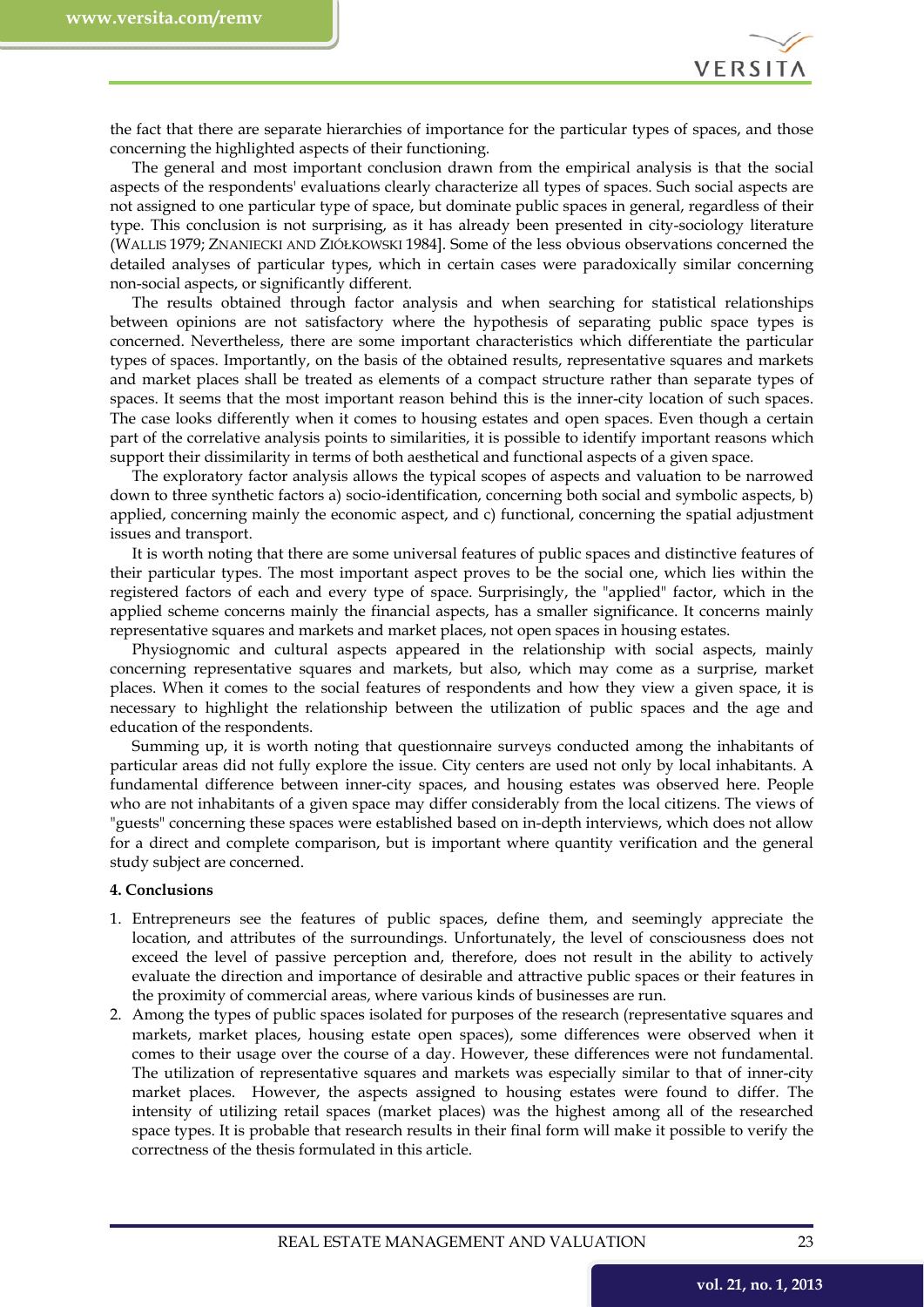the fact that there are separate hierarchies of importance for the particular types of spaces, and those concerning the highlighted aspects of their functioning.

The general and most important conclusion drawn from the empirical analysis is that the social aspects of the respondents' evaluations clearly characterize all types of spaces. Such social aspects are not assigned to one particular type of space, but dominate public spaces in general, regardless of their type. This conclusion is not surprising, as it has already been presented in city-sociology literature (WALLIS 1979; ZNANIECKI AND ZIÓŁKOWSKI 1984]. Some of the less obvious observations concerned the detailed analyses of particular types, which in certain cases were paradoxically similar concerning non-social aspects, or significantly different.

The results obtained through factor analysis and when searching for statistical relationships between opinions are not satisfactory where the hypothesis of separating public space types is concerned. Nevertheless, there are some important characteristics which differentiate the particular types of spaces. Importantly, on the basis of the obtained results, representative squares and markets and market places shall be treated as elements of a compact structure rather than separate types of spaces. It seems that the most important reason behind this is the inner-city location of such spaces. The case looks differently when it comes to housing estates and open spaces. Even though a certain part of the correlative analysis points to similarities, it is possible to identify important reasons which support their dissimilarity in terms of both aesthetical and functional aspects of a given space.

The exploratory factor analysis allows the typical scopes of aspects and valuation to be narrowed down to three synthetic factors a) socio-identification, concerning both social and symbolic aspects, b) applied, concerning mainly the economic aspect, and c) functional, concerning the spatial adjustment issues and transport.

It is worth noting that there are some universal features of public spaces and distinctive features of their particular types. The most important aspect proves to be the social one, which lies within the registered factors of each and every type of space. Surprisingly, the "applied" factor, which in the applied scheme concerns mainly the financial aspects, has a smaller significance. It concerns mainly representative squares and markets and market places, not open spaces in housing estates.

Physiognomic and cultural aspects appeared in the relationship with social aspects, mainly concerning representative squares and markets, but also, which may come as a surprise, market places. When it comes to the social features of respondents and how they view a given space, it is necessary to highlight the relationship between the utilization of public spaces and the age and education of the respondents.

Summing up, it is worth noting that questionnaire surveys conducted among the inhabitants of particular areas did not fully explore the issue. City centers are used not only by local inhabitants. A fundamental difference between inner-city spaces, and housing estates was observed here. People who are not inhabitants of a given space may differ considerably from the local citizens. The views of "guests" concerning these spaces were established based on in-depth interviews, which does not allow for a direct and complete comparison, but is important where quantity verification and the general study subject are concerned.

**4. Conclusions**

1. Entrepreneurs see the features of public spaces, define them, and seemingly appreciate the location, and attributes of the surroundings. Unfortunately, the level of consciousness does not exceed the level of passive perception and, therefore, does not result in the ability to actively evaluate the direction and importance of desirable and attractive public spaces or their features in the proximity of commercial areas, where various kinds of businesses are run.
2. Among the types of public spaces isolated for purposes of the research (representative squares and markets, market places, housing estate open spaces), some differences were observed when it comes to their usage over the course of a day. However, these differences were not fundamental. The utilization of representative squares and markets was especially similar to that of inner-city market places. However, the aspects assigned to housing estates were found to differ. The intensity of utilizing retail spaces (market places) was the highest among all of the researched space types. It is probable that research results in their final form will make it possible to verify the correctness of the thesis formulated in this article.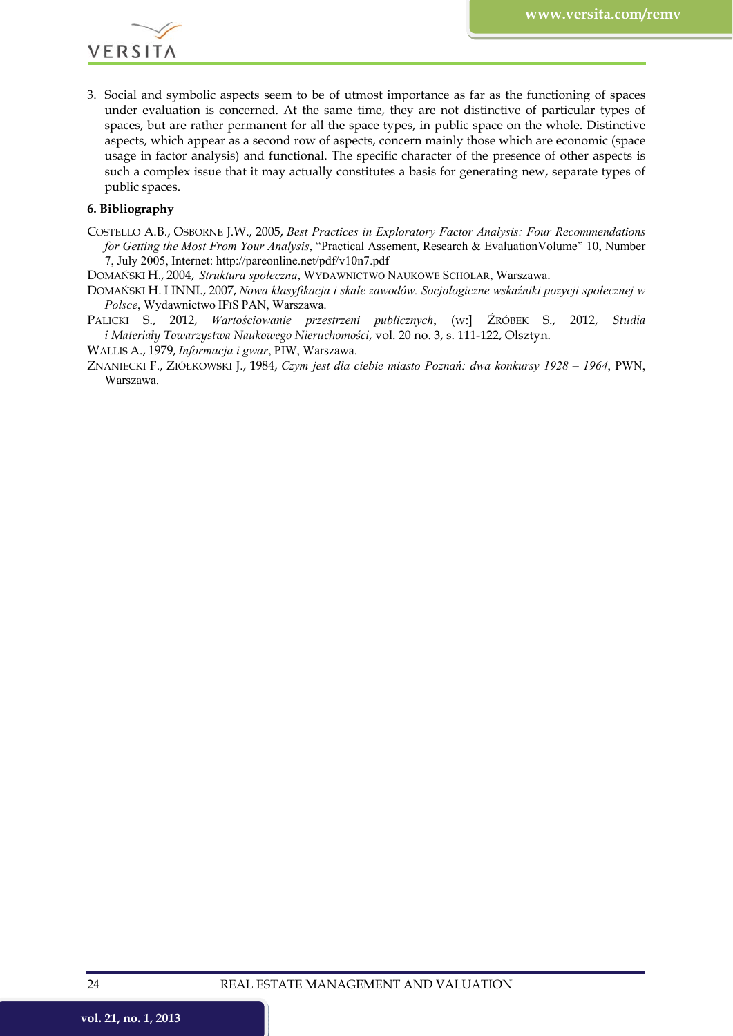3. Social and symbolic aspects seem to be of utmost importance as far as the functioning of spaces under evaluation is concerned. At the same time, they are not distinctive of particular types of spaces, but are rather permanent for all the space types, in public space on the whole. Distinctive aspects, which appear as a second row of aspects, concern mainly those which are economic (space usage in factor analysis) and functional. The specific character of the presence of other aspects is such a complex issue that it may actually constitutes a basis for generating new, separate types of public spaces.

**6. Bibliography**

COSTELLO A.B., OSBORNE J.W., 2005, *Best Practices in Exploratory Factor Analysis: Four Recommendations for Getting the Most From Your Analysis*, "Practical Assement, Research & EvaluationVolume" 10, Number 7, July 2005, Internet: http://pareonline.net/pdf/v10n7.pdf

DOMAŃSKI H., 2004, *Struktura społeczna*, WYDAWNICTWO NAUKOWE SCHOLAR, Warszawa.

DOMAŃSKI H. I INNI., 2007, *Nowa klasyfikacja i skale zawodów. Socjologiczne wskaźniki pozycji społecznej w Polsce*, Wydawnictwo IFiS PAN, Warszawa.

PALICKI S., 2012, *Wartościowanie przestrzeni publicznych*, (w:] ŹRÓBEK S., 2012, *Studia i Materiały Towarzystwa Naukowego Nieruchomości*, vol. 20 no. 3, s. 111-122, Olsztyn.

WALLIS A., 1979, *Informacja i gwar*, PIW, Warszawa.

ZNANIECKI F., ZIÓŁKOWSKI J., 1984, *Czym jest dla ciebie miasto Poznań: dwa konkursy 1928 – 1964*, PWN, Warszawa.